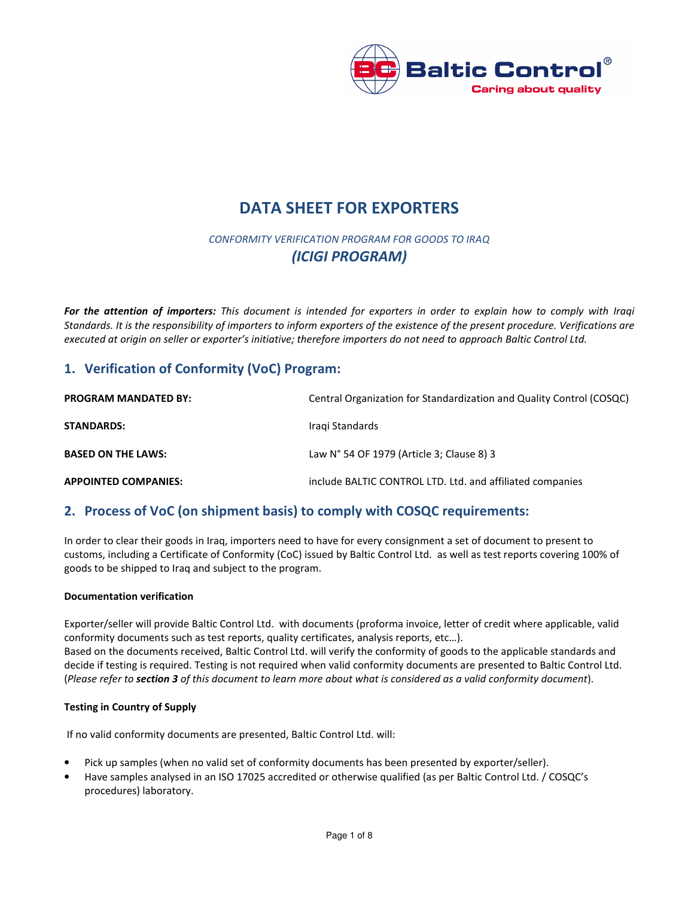# DATA SHEET FOR EXPORTERS

*CONFORMITY VERIFICATION PROGRAM FOR GOODS TO IRAQ*

***(ICIGI PROGRAM)***

***For the attention of importers:*** *This document is intended for exporters in order to explain how to comply with Iraqi Standards. It is the responsibility of importers to inform exporters of the existence of the present procedure. Verifications are executed at origin on seller or exporter's initiative; therefore importers do not need to approach Baltic Control Ltd.*

## 1. Verification of Conformity (VoC) Program:

| | |
|---|---|
| **PROGRAM MANDATED BY:** | Central Organization for Standardization and Quality Control (COSQC) |
| **STANDARDS:** | Iraqi Standards |
| **BASED ON THE LAWS:** | Law N° 54 OF 1979 (Article 3; Clause 8) 3 |
| **APPOINTED COMPANIES:** | include BALTIC CONTROL LTD. Ltd. and affiliated companies |

## 2. Process of VoC (on shipment basis) to comply with COSQC requirements:

In order to clear their goods in Iraq, importers need to have for every consignment a set of document to present to customs, including a Certificate of Conformity (CoC) issued by Baltic Control Ltd. as well as test reports covering 100% of goods to be shipped to Iraq and subject to the program.

**Documentation verification**

Exporter/seller will provide Baltic Control Ltd. with documents (proforma invoice, letter of credit where applicable, valid conformity documents such as test reports, quality certificates, analysis reports, etc…).
Based on the documents received, Baltic Control Ltd. will verify the conformity of goods to the applicable standards and decide if testing is required. Testing is not required when valid conformity documents are presented to Baltic Control Ltd. (*Please refer to* ***section 3*** *of this document to learn more about what is considered as a valid conformity document*).

**Testing in Country of Supply**

If no valid conformity documents are presented, Baltic Control Ltd. will:

- Pick up samples (when no valid set of conformity documents has been presented by exporter/seller).
- Have samples analysed in an ISO 17025 accredited or otherwise qualified (as per Baltic Control Ltd. / COSQC's procedures) laboratory.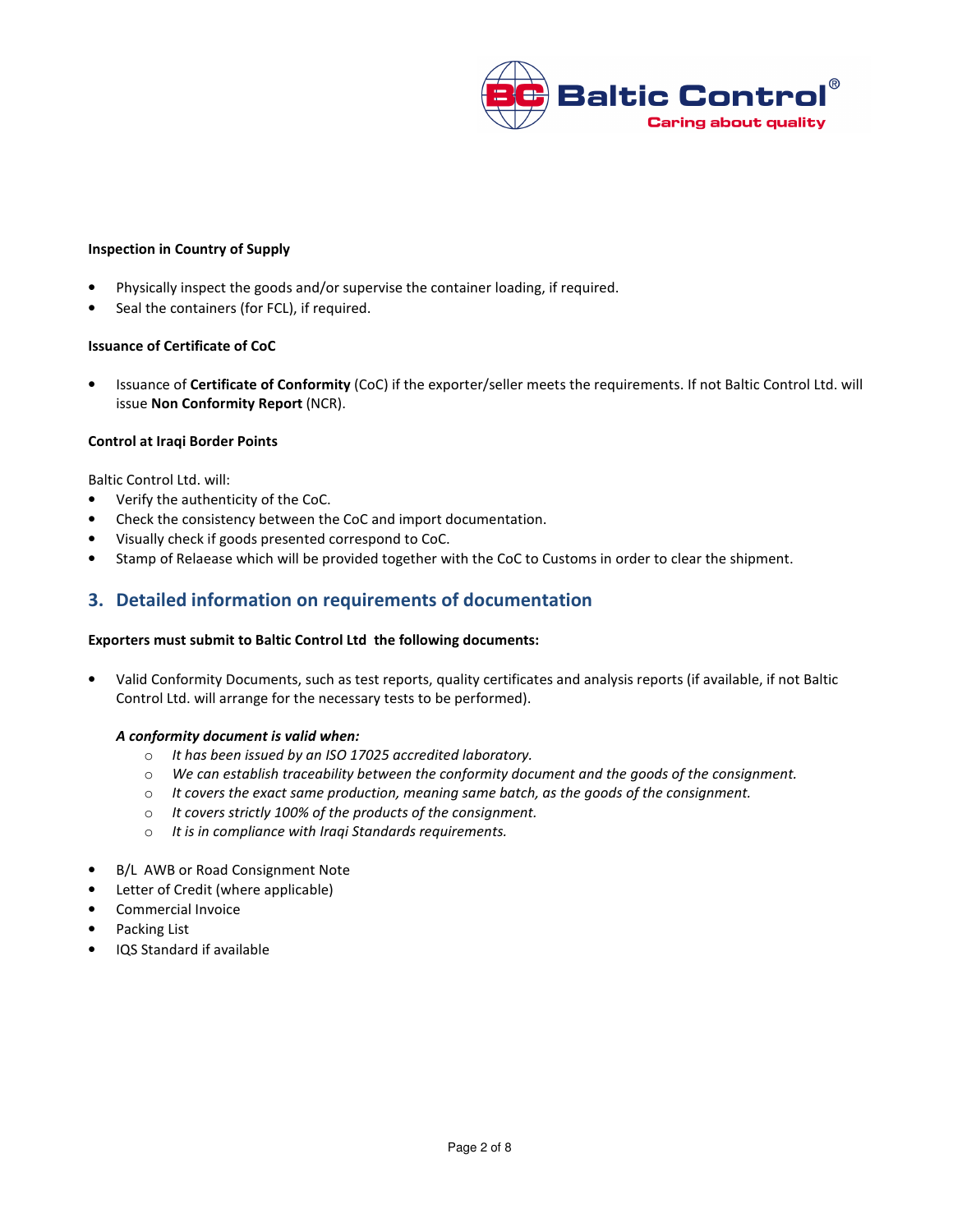**Inspection in Country of Supply**

- Physically inspect the goods and/or supervise the container loading, if required.
- Seal the containers (for FCL), if required.

**Issuance of Certificate of CoC**

- Issuance of **Certificate of Conformity** (CoC) if the exporter/seller meets the requirements. If not Baltic Control Ltd. will issue **Non Conformity Report** (NCR).

**Control at Iraqi Border Points**

Baltic Control Ltd. will:

- Verify the authenticity of the CoC.
- Check the consistency between the CoC and import documentation.
- Visually check if goods presented correspond to CoC.
- Stamp of Relaease which will be provided together with the CoC to Customs in order to clear the shipment.

## 3. Detailed information on requirements of documentation

**Exporters must submit to Baltic Control Ltd the following documents:**

- Valid Conformity Documents, such as test reports, quality certificates and analysis reports (if available, if not Baltic Control Ltd. will arrange for the necessary tests to be performed).

  ***A conformity document is valid when:***

  - *It has been issued by an ISO 17025 accredited laboratory.*
  - *We can establish traceability between the conformity document and the goods of the consignment.*
  - *It covers the exact same production, meaning same batch, as the goods of the consignment.*
  - *It covers strictly 100% of the products of the consignment.*
  - *It is in compliance with Iraqi Standards requirements.*

- B/L AWB or Road Consignment Note
- Letter of Credit (where applicable)
- Commercial Invoice
- Packing List
- IQS Standard if available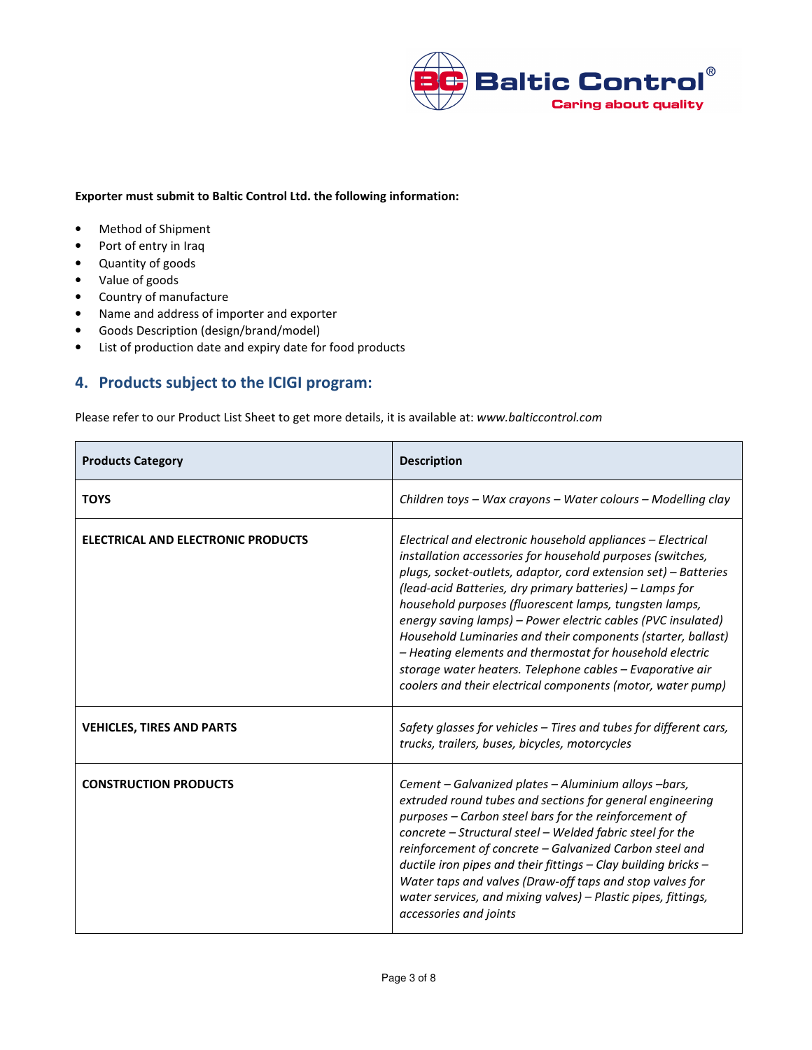**Exporter must submit to Baltic Control Ltd. the following information:**

- Method of Shipment
- Port of entry in Iraq
- Quantity of goods
- Value of goods
- Country of manufacture
- Name and address of importer and exporter
- Goods Description (design/brand/model)
- List of production date and expiry date for food products

## 4. Products subject to the ICIGI program:

Please refer to our Product List Sheet to get more details, it is available at: *www.balticcontrol.com*

| Products Category | Description |
|---|---|
| **TOYS** | *Children toys – Wax crayons – Water colours – Modelling clay* |
| **ELECTRICAL AND ELECTRONIC PRODUCTS** | *Electrical and electronic household appliances – Electrical installation accessories for household purposes (switches, plugs, socket-outlets, adaptor, cord extension set) – Batteries (lead-acid Batteries, dry primary batteries) – Lamps for household purposes (fluorescent lamps, tungsten lamps, energy saving lamps) – Power electric cables (PVC insulated) Household Luminaries and their components (starter, ballast) – Heating elements and thermostat for household electric storage water heaters. Telephone cables – Evaporative air coolers and their electrical components (motor, water pump)* |
| **VEHICLES, TIRES AND PARTS** | *Safety glasses for vehicles – Tires and tubes for different cars, trucks, trailers, buses, bicycles, motorcycles* |
| **CONSTRUCTION PRODUCTS** | *Cement – Galvanized plates – Aluminium alloys –bars, extruded round tubes and sections for general engineering purposes – Carbon steel bars for the reinforcement of concrete – Structural steel – Welded fabric steel for the reinforcement of concrete – Galvanized Carbon steel and ductile iron pipes and their fittings – Clay building bricks – Water taps and valves (Draw-off taps and stop valves for water services, and mixing valves) – Plastic pipes, fittings, accessories and joints* |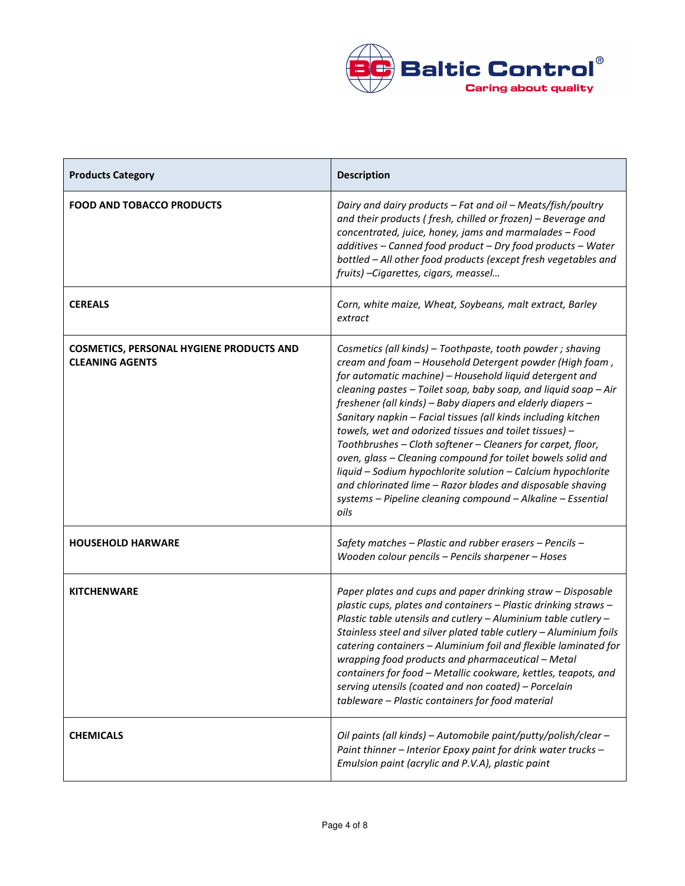| Products Category | Description |
|---|---|
| **FOOD AND TOBACCO PRODUCTS** | *Dairy and dairy products – Fat and oil – Meats/fish/poultry and their products ( fresh, chilled or frozen) – Beverage and concentrated, juice, honey, jams and marmalades – Food additives – Canned food product – Dry food products – Water bottled – All other food products (except fresh vegetables and fruits) –Cigarettes, cigars, meassel…* |
| **CEREALS** | *Corn, white maize, Wheat, Soybeans, malt extract, Barley extract* |
| **COSMETICS, PERSONAL HYGIENE PRODUCTS AND CLEANING AGENTS** | *Cosmetics (all kinds) – Toothpaste, tooth powder ; shaving cream and foam – Household Detergent powder (High foam , for automatic machine) – Household liquid detergent and cleaning pastes – Toilet soap, baby soap, and liquid soap – Air freshener (all kinds) – Baby diapers and elderly diapers – Sanitary napkin – Facial tissues (all kinds including kitchen towels, wet and odorized tissues and toilet tissues) – Toothbrushes – Cloth softener – Cleaners for carpet, floor, oven, glass – Cleaning compound for toilet bowels solid and liquid – Sodium hypochlorite solution – Calcium hypochlorite and chlorinated lime – Razor blades and disposable shaving systems – Pipeline cleaning compound – Alkaline – Essential oils* |
| **HOUSEHOLD HARWARE** | *Safety matches – Plastic and rubber erasers – Pencils – Wooden colour pencils – Pencils sharpener – Hoses* |
| **KITCHENWARE** | *Paper plates and cups and paper drinking straw – Disposable plastic cups, plates and containers – Plastic drinking straws – Plastic table utensils and cutlery – Aluminium table cutlery – Stainless steel and silver plated table cutlery – Aluminium foils catering containers – Aluminium foil and flexible laminated for wrapping food products and pharmaceutical – Metal containers for food – Metallic cookware, kettles, teapots, and serving utensils (coated and non coated) – Porcelain tableware – Plastic containers for food material* |
| **CHEMICALS** | *Oil paints (all kinds) – Automobile paint/putty/polish/clear – Paint thinner – Interior Epoxy paint for drink water trucks – Emulsion paint (acrylic and P.V.A), plastic paint* |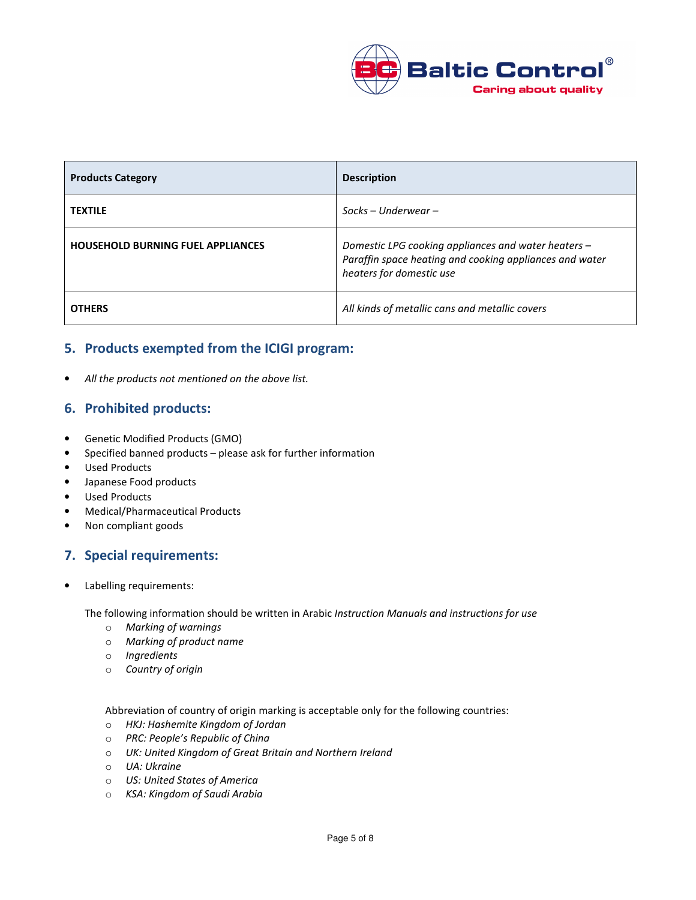| **Products Category** | **Description** |
| --- | --- |
| **TEXTILE** | *Socks – Underwear –* |
| **HOUSEHOLD BURNING FUEL APPLIANCES** | *Domestic LPG cooking appliances and water heaters – Paraffin space heating and cooking appliances and water heaters for domestic use* |
| **OTHERS** | *All kinds of metallic cans and metallic covers* |

## 5. Products exempted from the ICIGI program:

- *All the products not mentioned on the above list.*

## 6. Prohibited products:

- Genetic Modified Products (GMO)
- Specified banned products – please ask for further information
- Used Products
- Japanese Food products
- Used Products
- Medical/Pharmaceutical Products
- Non compliant goods

## 7. Special requirements:

- Labelling requirements:

  The following information should be written in Arabic *Instruction Manuals and instructions for use*
  - *Marking of warnings*
  - *Marking of product name*
  - *Ingredients*
  - *Country of origin*

  Abbreviation of country of origin marking is acceptable only for the following countries:
  - *HKJ: Hashemite Kingdom of Jordan*
  - *PRC: People's Republic of China*
  - *UK: United Kingdom of Great Britain and Northern Ireland*
  - *UA: Ukraine*
  - *US: United States of America*
  - *KSA: Kingdom of Saudi Arabia*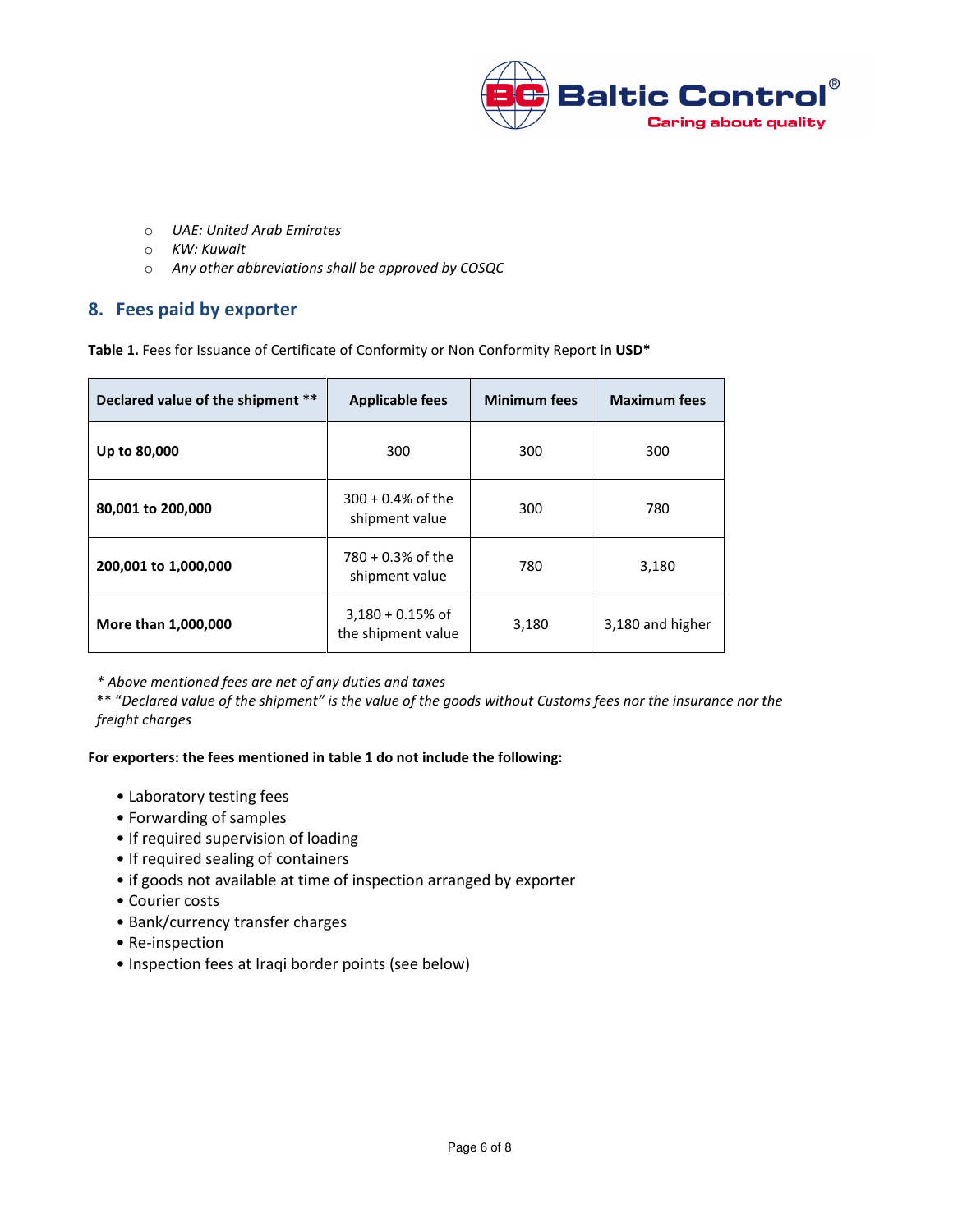- *UAE: United Arab Emirates*
- *KW: Kuwait*
- *Any other abbreviations shall be approved by COSQC*

## 8. Fees paid by exporter

**Table 1.** Fees for Issuance of Certificate of Conformity or Non Conformity Report **in USD***

| Declared value of the shipment ** | Applicable fees | Minimum fees | Maximum fees |
|---|---|---|---|
| **Up to 80,000** | 300 | 300 | 300 |
| **80,001 to 200,000** | 300 + 0.4% of the shipment value | 300 | 780 |
| **200,001 to 1,000,000** | 780 + 0.3% of the shipment value | 780 | 3,180 |
| **More than 1,000,000** | 3,180 + 0.15% of the shipment value | 3,180 | 3,180 and higher |

*\* Above mentioned fees are net of any duties and taxes*

** "*Declared value of the shipment" is the value of the goods without Customs fees nor the insurance nor the freight charges*

**For exporters: the fees mentioned in table 1 do not include the following:**

- Laboratory testing fees
- Forwarding of samples
- If required supervision of loading
- If required sealing of containers
- if goods not available at time of inspection arranged by exporter
- Courier costs
- Bank/currency transfer charges
- Re-inspection
- Inspection fees at Iraqi border points (see below)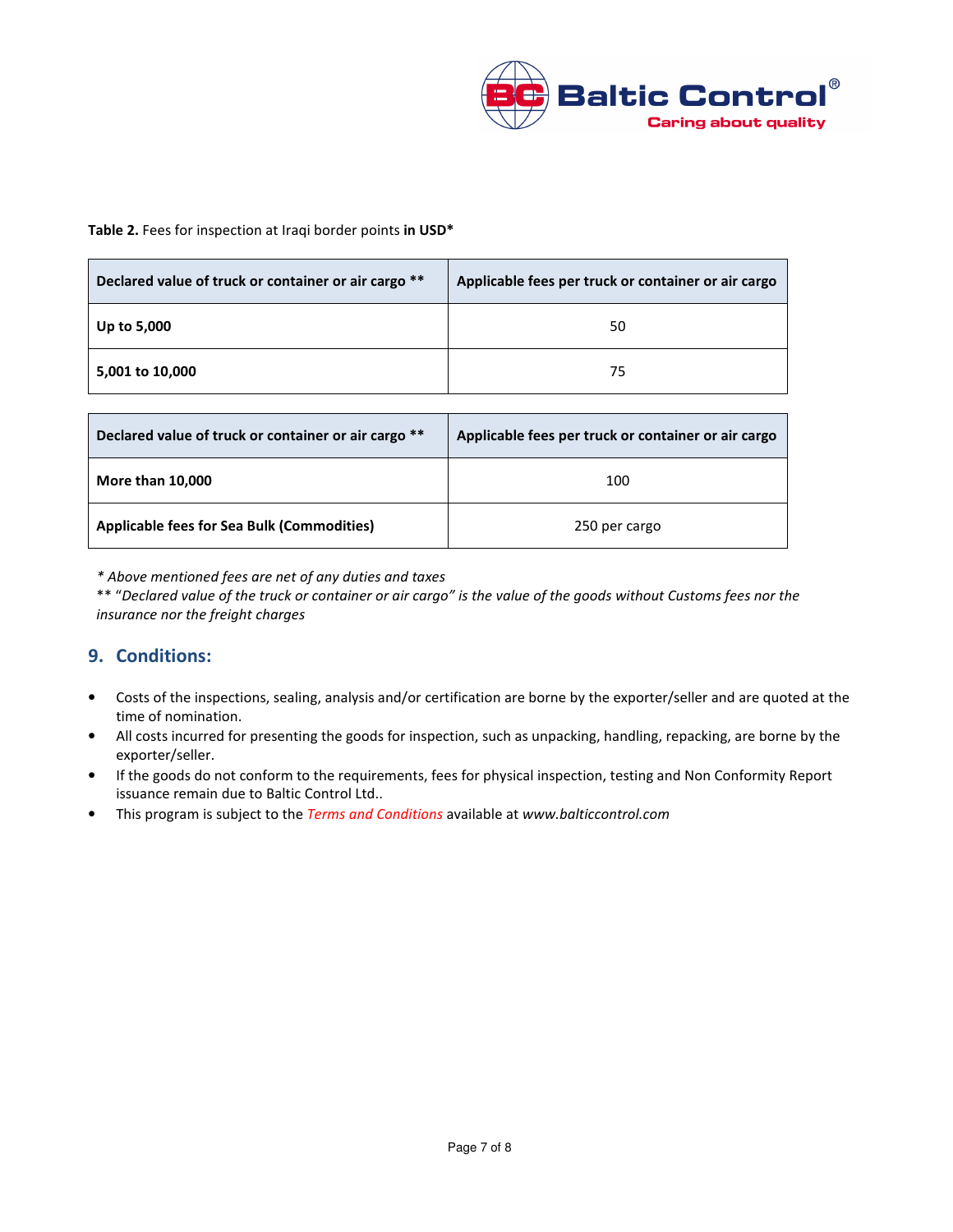**Table 2.** Fees for inspection at Iraqi border points **in USD***

| Declared value of truck or container or air cargo ** | Applicable fees per truck or container or air cargo |
|---|---|
| **Up to 5,000** | 50 |
| **5,001 to 10,000** | 75 |
| **More than 10,000** | 100 |
| **Applicable fees for Sea Bulk (Commodities)** | 250 per cargo |

*\* Above mentioned fees are net of any duties and taxes*

** "*Declared value of the truck or container or air cargo" is the value of the goods without Customs fees nor the insurance nor the freight charges*

## 9. Conditions:

- Costs of the inspections, sealing, analysis and/or certification are borne by the exporter/seller and are quoted at the time of nomination.
- All costs incurred for presenting the goods for inspection, such as unpacking, handling, repacking, are borne by the exporter/seller.
- If the goods do not conform to the requirements, fees for physical inspection, testing and Non Conformity Report issuance remain due to Baltic Control Ltd..
- This program is subject to the *Terms and Conditions* available at *www.balticcontrol.com*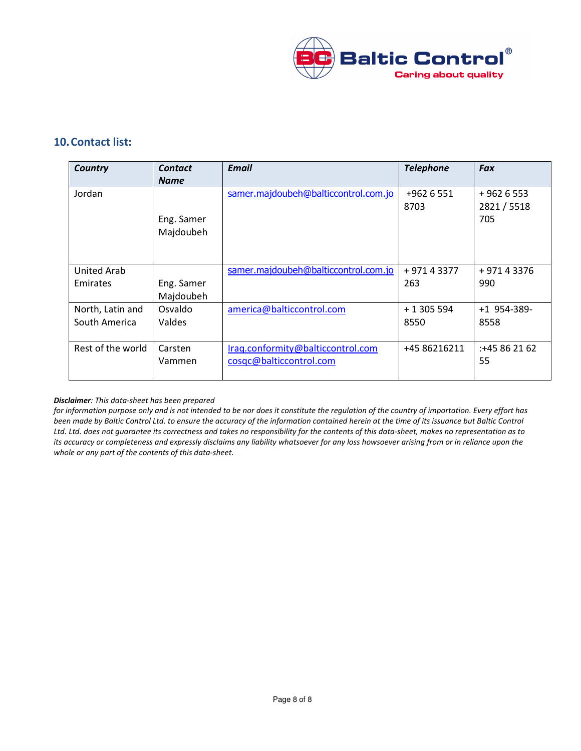## 10. Contact list:

| *Country* | *Contact Name* | *Email* | *Telephone* | *Fax* |
|---|---|---|---|---|
| Jordan | Eng. Samer Majdoubeh | samer.majdoubeh@balticcontrol.com.jo | +962 6 551 8703 | + 962 6 553 2821 / 5518 705 |
| United Arab Emirates | Eng. Samer Majdoubeh | samer.majdoubeh@balticcontrol.com.jo | + 971 4 3377 263 | + 971 4 3376 990 |
| North, Latin and South America | Osvaldo Valdes | america@balticcontrol.com | + 1 305 594 8550 | +1 954-389-8558 |
| Rest of the world | Carsten Vammen | Iraq.conformity@balticcontrol.com cosqc@balticcontrol.com | +45 86216211 | :+45 86 21 62 55 |

***Disclaimer**: This data-sheet has been prepared for information purpose only and is not intended to be nor does it constitute the regulation of the country of importation. Every effort has been made by Baltic Control Ltd. to ensure the accuracy of the information contained herein at the time of its issuance but Baltic Control Ltd. Ltd. does not guarantee its correctness and takes no responsibility for the contents of this data-sheet, makes no representation as to its accuracy or completeness and expressly disclaims any liability whatsoever for any loss howsoever arising from or in reliance upon the whole or any part of the contents of this data-sheet.*